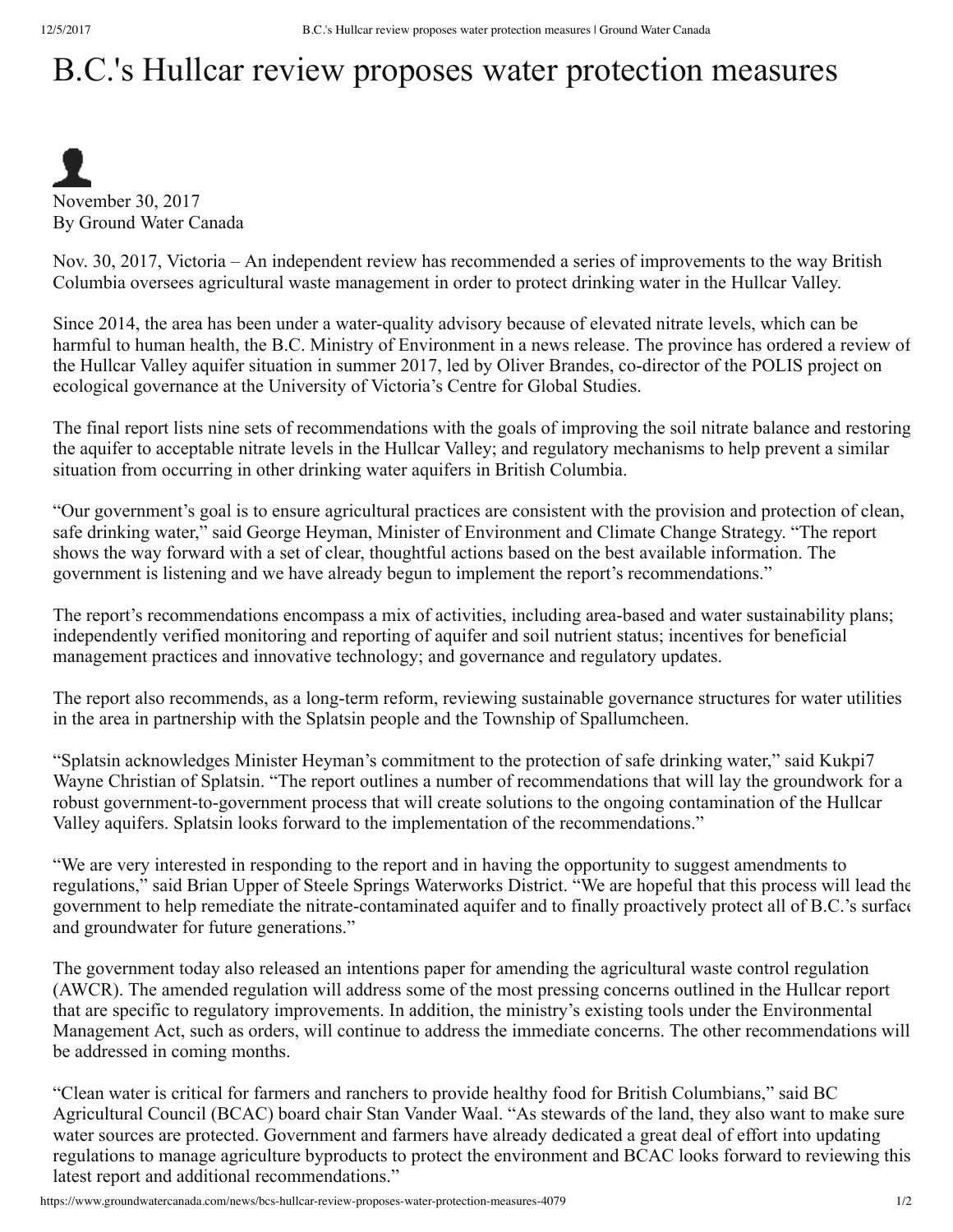# B.C.'s Hullcar review proposes water protection measures

November 30, 2017
By Ground Water Canada

Nov. 30, 2017, Victoria – An independent review has recommended a series of improvements to the way British Columbia oversees agricultural waste management in order to protect drinking water in the Hullcar Valley.

Since 2014, the area has been under a water-quality advisory because of elevated nitrate levels, which can be harmful to human health, the B.C. Ministry of Environment in a news release. The province has ordered a review of the Hullcar Valley aquifer situation in summer 2017, led by Oliver Brandes, co-director of the POLIS project on ecological governance at the University of Victoria's Centre for Global Studies.

The final report lists nine sets of recommendations with the goals of improving the soil nitrate balance and restoring the aquifer to acceptable nitrate levels in the Hullcar Valley; and regulatory mechanisms to help prevent a similar situation from occurring in other drinking water aquifers in British Columbia.

"Our government's goal is to ensure agricultural practices are consistent with the provision and protection of clean, safe drinking water," said George Heyman, Minister of Environment and Climate Change Strategy. "The report shows the way forward with a set of clear, thoughtful actions based on the best available information. The government is listening and we have already begun to implement the report's recommendations."

The report's recommendations encompass a mix of activities, including area-based and water sustainability plans; independently verified monitoring and reporting of aquifer and soil nutrient status; incentives for beneficial management practices and innovative technology; and governance and regulatory updates.

The report also recommends, as a long-term reform, reviewing sustainable governance structures for water utilities in the area in partnership with the Splatsin people and the Township of Spallumcheen.

"Splatsin acknowledges Minister Heyman's commitment to the protection of safe drinking water," said Kukpi7 Wayne Christian of Splatsin. "The report outlines a number of recommendations that will lay the groundwork for a robust government-to-government process that will create solutions to the ongoing contamination of the Hullcar Valley aquifers. Splatsin looks forward to the implementation of the recommendations."

"We are very interested in responding to the report and in having the opportunity to suggest amendments to regulations," said Brian Upper of Steele Springs Waterworks District. "We are hopeful that this process will lead the government to help remediate the nitrate-contaminated aquifer and to finally proactively protect all of B.C.'s surface and groundwater for future generations."

The government today also released an intentions paper for amending the agricultural waste control regulation (AWCR). The amended regulation will address some of the most pressing concerns outlined in the Hullcar report that are specific to regulatory improvements. In addition, the ministry's existing tools under the Environmental Management Act, such as orders, will continue to address the immediate concerns. The other recommendations will be addressed in coming months.

"Clean water is critical for farmers and ranchers to provide healthy food for British Columbians," said BC Agricultural Council (BCAC) board chair Stan Vander Waal. "As stewards of the land, they also want to make sure water sources are protected. Government and farmers have already dedicated a great deal of effort into updating regulations to manage agriculture byproducts to protect the environment and BCAC looks forward to reviewing this latest report and additional recommendations."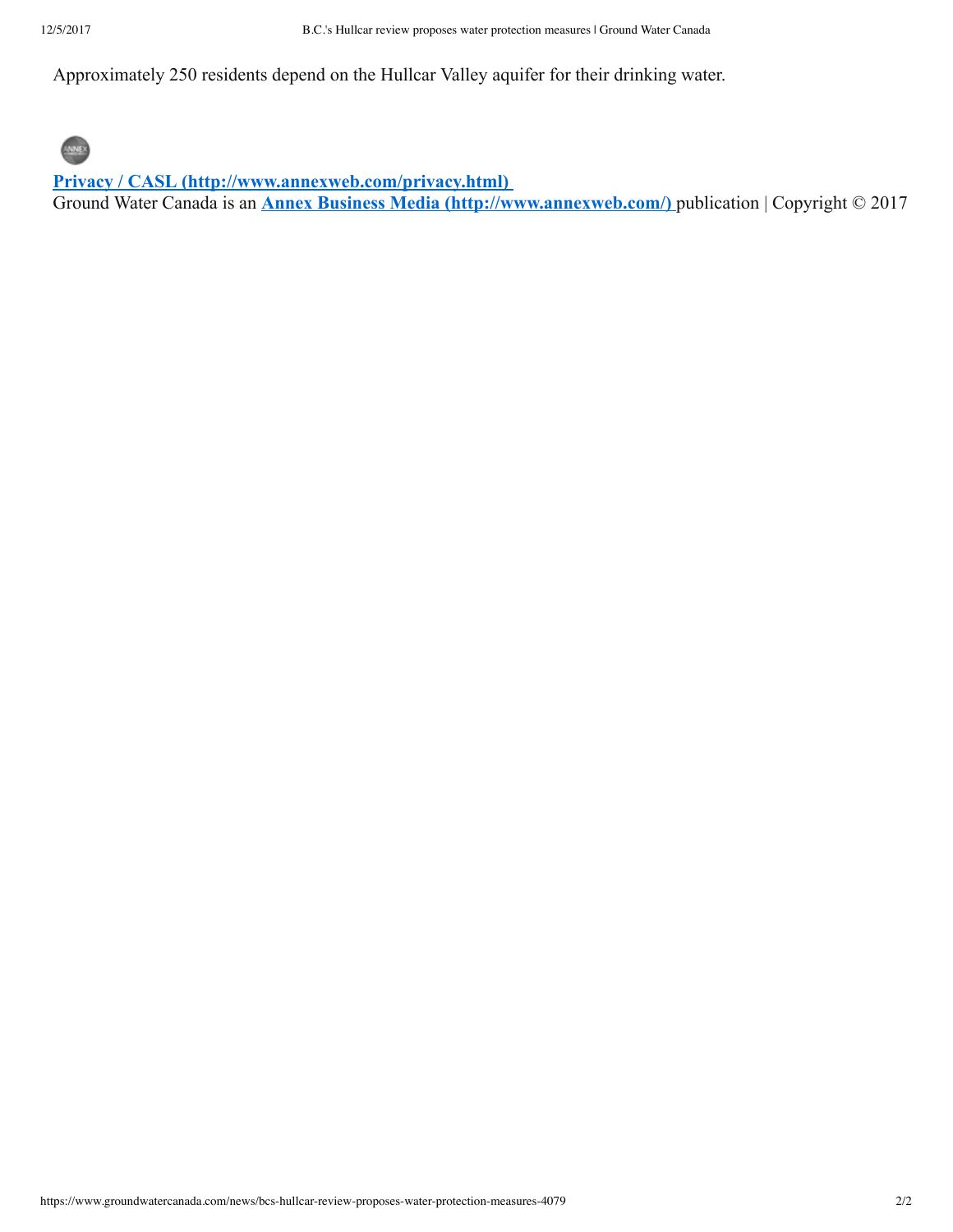Approximately 250 residents depend on the Hullcar Valley aquifer for their drinking water.

**[Privacy / CASL (http://www.annexweb.com/privacy.html)](http://www.annexweb.com/privacy.html)**
Ground Water Canada is an **[Annex Business Media (http://www.annexweb.com/)](http://www.annexweb.com/)** publication | Copyright © 2017